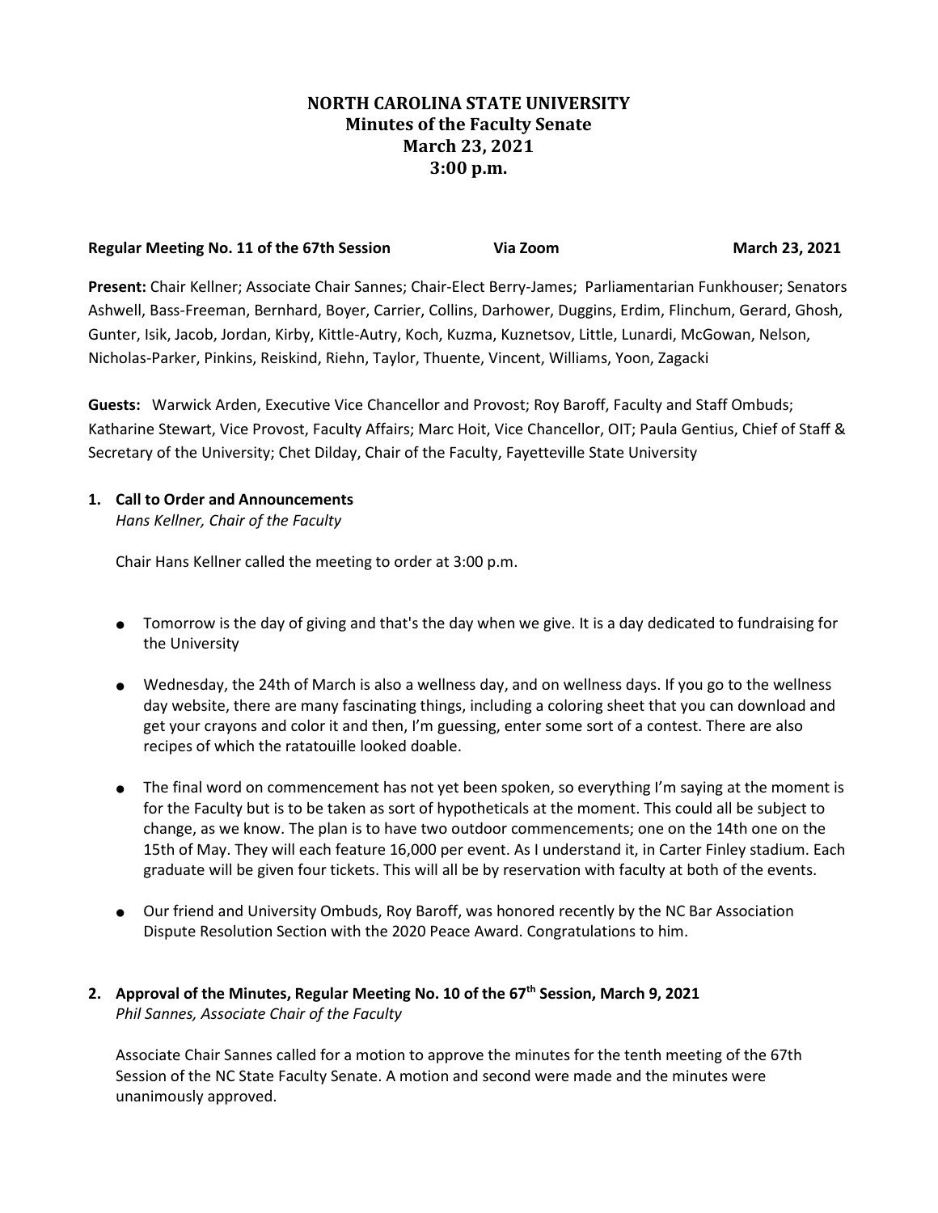# NORTH CAROLINA STATE UNIVERSITY
## Minutes of the Faculty Senate
## March 23, 2021
## 3:00 p.m.

**Regular Meeting No. 11 of the 67th Session** **Via Zoom** **March 23, 2021**

**Present:** Chair Kellner; Associate Chair Sannes; Chair-Elect Berry-James; Parliamentarian Funkhouser; Senators Ashwell, Bass-Freeman, Bernhard, Boyer, Carrier, Collins, Darhower, Duggins, Erdim, Flinchum, Gerard, Ghosh, Gunter, Isik, Jacob, Jordan, Kirby, Kittle-Autry, Koch, Kuzma, Kuznetsov, Little, Lunardi, McGowan, Nelson, Nicholas-Parker, Pinkins, Reiskind, Riehn, Taylor, Thuente, Vincent, Williams, Yoon, Zagacki

**Guests:** Warwick Arden, Executive Vice Chancellor and Provost; Roy Baroff, Faculty and Staff Ombuds; Katharine Stewart, Vice Provost, Faculty Affairs; Marc Hoit, Vice Chancellor, OIT; Paula Gentius, Chief of Staff & Secretary of the University; Chet Dilday, Chair of the Faculty, Fayetteville State University

**1. Call to Order and Announcements**
*Hans Kellner, Chair of the Faculty*

Chair Hans Kellner called the meeting to order at 3:00 p.m.

- Tomorrow is the day of giving and that's the day when we give. It is a day dedicated to fundraising for the University
- Wednesday, the 24th of March is also a wellness day, and on wellness days. If you go to the wellness day website, there are many fascinating things, including a coloring sheet that you can download and get your crayons and color it and then, I'm guessing, enter some sort of a contest. There are also recipes of which the ratatouille looked doable.
- The final word on commencement has not yet been spoken, so everything I'm saying at the moment is for the Faculty but is to be taken as sort of hypotheticals at the moment. This could all be subject to change, as we know. The plan is to have two outdoor commencements; one on the 14th one on the 15th of May. They will each feature 16,000 per event. As I understand it, in Carter Finley stadium. Each graduate will be given four tickets. This will all be by reservation with faculty at both of the events.
- Our friend and University Ombuds, Roy Baroff, was honored recently by the NC Bar Association Dispute Resolution Section with the 2020 Peace Award. Congratulations to him.

**2. Approval of the Minutes, Regular Meeting No. 10 of the 67th Session, March 9, 2021**
*Phil Sannes, Associate Chair of the Faculty*

Associate Chair Sannes called for a motion to approve the minutes for the tenth meeting of the 67th Session of the NC State Faculty Senate. A motion and second were made and the minutes were unanimously approved.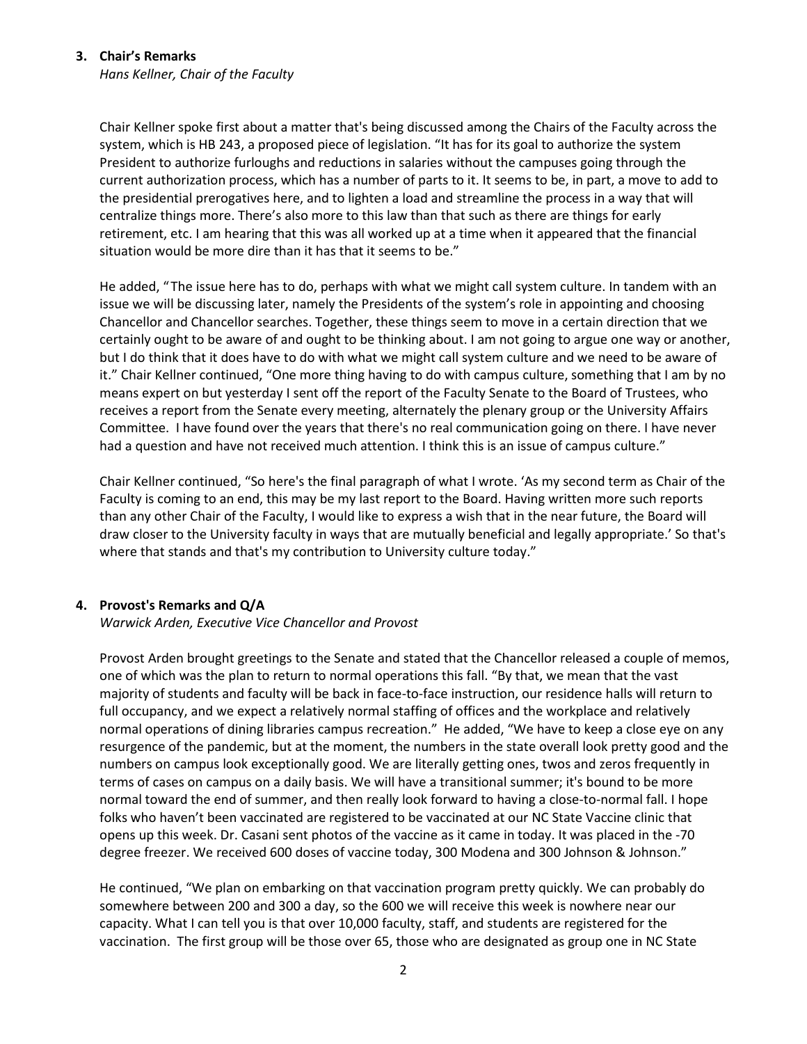### 3. Chair's Remarks

*Hans Kellner, Chair of the Faculty*

Chair Kellner spoke first about a matter that's being discussed among the Chairs of the Faculty across the system, which is HB 243, a proposed piece of legislation. "It has for its goal to authorize the system President to authorize furloughs and reductions in salaries without the campuses going through the current authorization process, which has a number of parts to it. It seems to be, in part, a move to add to the presidential prerogatives here, and to lighten a load and streamline the process in a way that will centralize things more. There's also more to this law than that such as there are things for early retirement, etc. I am hearing that this was all worked up at a time when it appeared that the financial situation would be more dire than it has that it seems to be."

He added, "The issue here has to do, perhaps with what we might call system culture. In tandem with an issue we will be discussing later, namely the Presidents of the system's role in appointing and choosing Chancellor and Chancellor searches. Together, these things seem to move in a certain direction that we certainly ought to be aware of and ought to be thinking about. I am not going to argue one way or another, but I do think that it does have to do with what we might call system culture and we need to be aware of it." Chair Kellner continued, "One more thing having to do with campus culture, something that I am by no means expert on but yesterday I sent off the report of the Faculty Senate to the Board of Trustees, who receives a report from the Senate every meeting, alternately the plenary group or the University Affairs Committee. I have found over the years that there's no real communication going on there. I have never had a question and have not received much attention. I think this is an issue of campus culture."

Chair Kellner continued, "So here's the final paragraph of what I wrote. 'As my second term as Chair of the Faculty is coming to an end, this may be my last report to the Board. Having written more such reports than any other Chair of the Faculty, I would like to express a wish that in the near future, the Board will draw closer to the University faculty in ways that are mutually beneficial and legally appropriate.' So that's where that stands and that's my contribution to University culture today."

### 4. Provost's Remarks and Q/A

*Warwick Arden, Executive Vice Chancellor and Provost*

Provost Arden brought greetings to the Senate and stated that the Chancellor released a couple of memos, one of which was the plan to return to normal operations this fall. "By that, we mean that the vast majority of students and faculty will be back in face-to-face instruction, our residence halls will return to full occupancy, and we expect a relatively normal staffing of offices and the workplace and relatively normal operations of dining libraries campus recreation." He added, "We have to keep a close eye on any resurgence of the pandemic, but at the moment, the numbers in the state overall look pretty good and the numbers on campus look exceptionally good. We are literally getting ones, twos and zeros frequently in terms of cases on campus on a daily basis. We will have a transitional summer; it's bound to be more normal toward the end of summer, and then really look forward to having a close-to-normal fall. I hope folks who haven't been vaccinated are registered to be vaccinated at our NC State Vaccine clinic that opens up this week. Dr. Casani sent photos of the vaccine as it came in today. It was placed in the -70 degree freezer. We received 600 doses of vaccine today, 300 Modena and 300 Johnson & Johnson."

He continued, "We plan on embarking on that vaccination program pretty quickly. We can probably do somewhere between 200 and 300 a day, so the 600 we will receive this week is nowhere near our capacity. What I can tell you is that over 10,000 faculty, staff, and students are registered for the vaccination. The first group will be those over 65, those who are designated as group one in NC State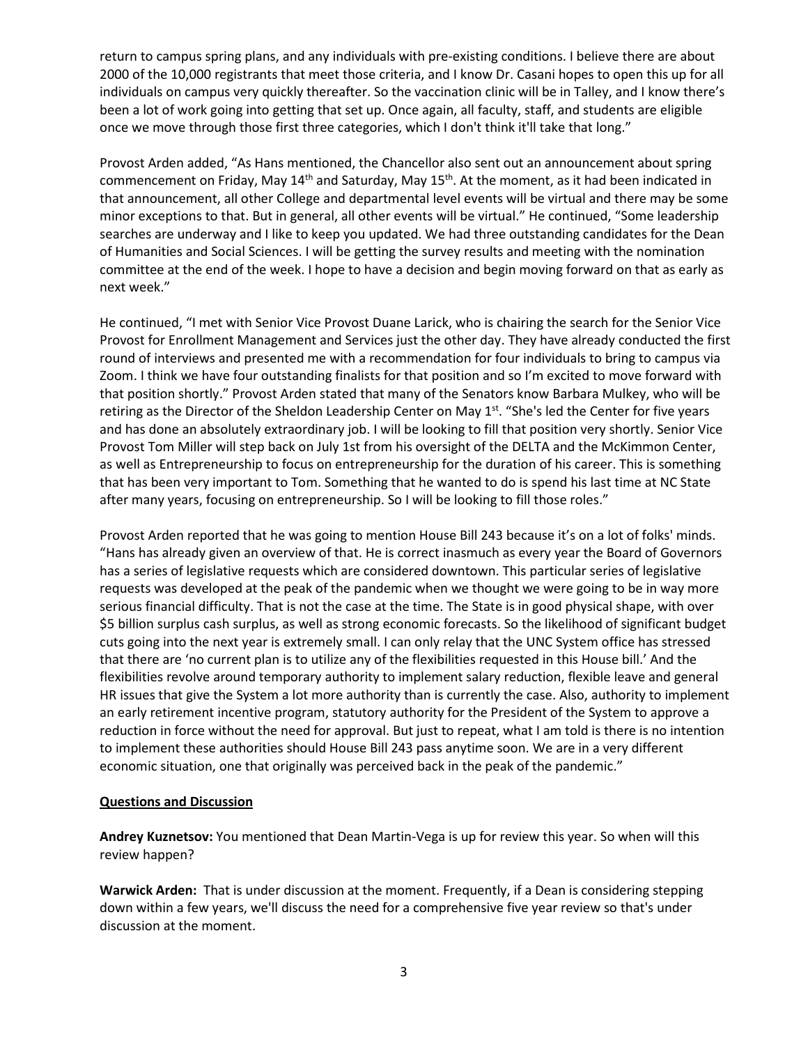return to campus spring plans, and any individuals with pre-existing conditions. I believe there are about 2000 of the 10,000 registrants that meet those criteria, and I know Dr. Casani hopes to open this up for all individuals on campus very quickly thereafter. So the vaccination clinic will be in Talley, and I know there's been a lot of work going into getting that set up. Once again, all faculty, staff, and students are eligible once we move through those first three categories, which I don't think it'll take that long."

Provost Arden added, "As Hans mentioned, the Chancellor also sent out an announcement about spring commencement on Friday, May 14th and Saturday, May 15th. At the moment, as it had been indicated in that announcement, all other College and departmental level events will be virtual and there may be some minor exceptions to that. But in general, all other events will be virtual." He continued, "Some leadership searches are underway and I like to keep you updated. We had three outstanding candidates for the Dean of Humanities and Social Sciences. I will be getting the survey results and meeting with the nomination committee at the end of the week. I hope to have a decision and begin moving forward on that as early as next week."

He continued, "I met with Senior Vice Provost Duane Larick, who is chairing the search for the Senior Vice Provost for Enrollment Management and Services just the other day. They have already conducted the first round of interviews and presented me with a recommendation for four individuals to bring to campus via Zoom. I think we have four outstanding finalists for that position and so I'm excited to move forward with that position shortly." Provost Arden stated that many of the Senators know Barbara Mulkey, who will be retiring as the Director of the Sheldon Leadership Center on May 1st. "She's led the Center for five years and has done an absolutely extraordinary job. I will be looking to fill that position very shortly. Senior Vice Provost Tom Miller will step back on July 1st from his oversight of the DELTA and the McKimmon Center, as well as Entrepreneurship to focus on entrepreneurship for the duration of his career. This is something that has been very important to Tom. Something that he wanted to do is spend his last time at NC State after many years, focusing on entrepreneurship. So I will be looking to fill those roles."

Provost Arden reported that he was going to mention House Bill 243 because it's on a lot of folks' minds. "Hans has already given an overview of that. He is correct inasmuch as every year the Board of Governors has a series of legislative requests which are considered downtown. This particular series of legislative requests was developed at the peak of the pandemic when we thought we were going to be in way more serious financial difficulty. That is not the case at the time. The State is in good physical shape, with over $5 billion surplus cash surplus, as well as strong economic forecasts. So the likelihood of significant budget cuts going into the next year is extremely small. I can only relay that the UNC System office has stressed that there are 'no current plan is to utilize any of the flexibilities requested in this House bill.' And the flexibilities revolve around temporary authority to implement salary reduction, flexible leave and general HR issues that give the System a lot more authority than is currently the case. Also, authority to implement an early retirement incentive program, statutory authority for the President of the System to approve a reduction in force without the need for approval. But just to repeat, what I am told is there is no intention to implement these authorities should House Bill 243 pass anytime soon. We are in a very different economic situation, one that originally was perceived back in the peak of the pandemic."

**Questions and Discussion**

**Andrey Kuznetsov:** You mentioned that Dean Martin-Vega is up for review this year. So when will this review happen?

**Warwick Arden:** That is under discussion at the moment. Frequently, if a Dean is considering stepping down within a few years, we'll discuss the need for a comprehensive five year review so that's under discussion at the moment.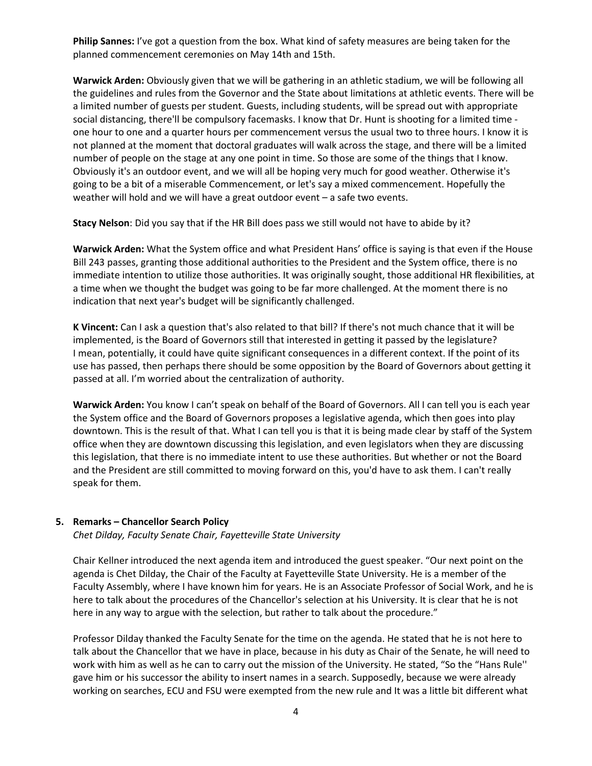**Philip Sannes:** I've got a question from the box. What kind of safety measures are being taken for the planned commencement ceremonies on May 14th and 15th.

**Warwick Arden:** Obviously given that we will be gathering in an athletic stadium, we will be following all the guidelines and rules from the Governor and the State about limitations at athletic events. There will be a limited number of guests per student. Guests, including students, will be spread out with appropriate social distancing, there'll be compulsory facemasks. I know that Dr. Hunt is shooting for a limited time - one hour to one and a quarter hours per commencement versus the usual two to three hours. I know it is not planned at the moment that doctoral graduates will walk across the stage, and there will be a limited number of people on the stage at any one point in time. So those are some of the things that I know. Obviously it's an outdoor event, and we will all be hoping very much for good weather. Otherwise it's going to be a bit of a miserable Commencement, or let's say a mixed commencement. Hopefully the weather will hold and we will have a great outdoor event – a safe two events.

**Stacy Nelson**: Did you say that if the HR Bill does pass we still would not have to abide by it?

**Warwick Arden:** What the System office and what President Hans' office is saying is that even if the House Bill 243 passes, granting those additional authorities to the President and the System office, there is no immediate intention to utilize those authorities. It was originally sought, those additional HR flexibilities, at a time when we thought the budget was going to be far more challenged. At the moment there is no indication that next year's budget will be significantly challenged.

**K Vincent:** Can I ask a question that's also related to that bill? If there's not much chance that it will be implemented, is the Board of Governors still that interested in getting it passed by the legislature? I mean, potentially, it could have quite significant consequences in a different context. If the point of its use has passed, then perhaps there should be some opposition by the Board of Governors about getting it passed at all. I'm worried about the centralization of authority.

**Warwick Arden:** You know I can't speak on behalf of the Board of Governors. All I can tell you is each year the System office and the Board of Governors proposes a legislative agenda, which then goes into play downtown. This is the result of that. What I can tell you is that it is being made clear by staff of the System office when they are downtown discussing this legislation, and even legislators when they are discussing this legislation, that there is no immediate intent to use these authorities. But whether or not the Board and the President are still committed to moving forward on this, you'd have to ask them. I can't really speak for them.

**5. Remarks – Chancellor Search Policy**

*Chet Dilday, Faculty Senate Chair, Fayetteville State University*

Chair Kellner introduced the next agenda item and introduced the guest speaker. "Our next point on the agenda is Chet Dilday, the Chair of the Faculty at Fayetteville State University. He is a member of the Faculty Assembly, where I have known him for years. He is an Associate Professor of Social Work, and he is here to talk about the procedures of the Chancellor's selection at his University. It is clear that he is not here in any way to argue with the selection, but rather to talk about the procedure."

Professor Dilday thanked the Faculty Senate for the time on the agenda. He stated that he is not here to talk about the Chancellor that we have in place, because in his duty as Chair of the Senate, he will need to work with him as well as he can to carry out the mission of the University. He stated, "So the "Hans Rule'' gave him or his successor the ability to insert names in a search. Supposedly, because we were already working on searches, ECU and FSU were exempted from the new rule and It was a little bit different what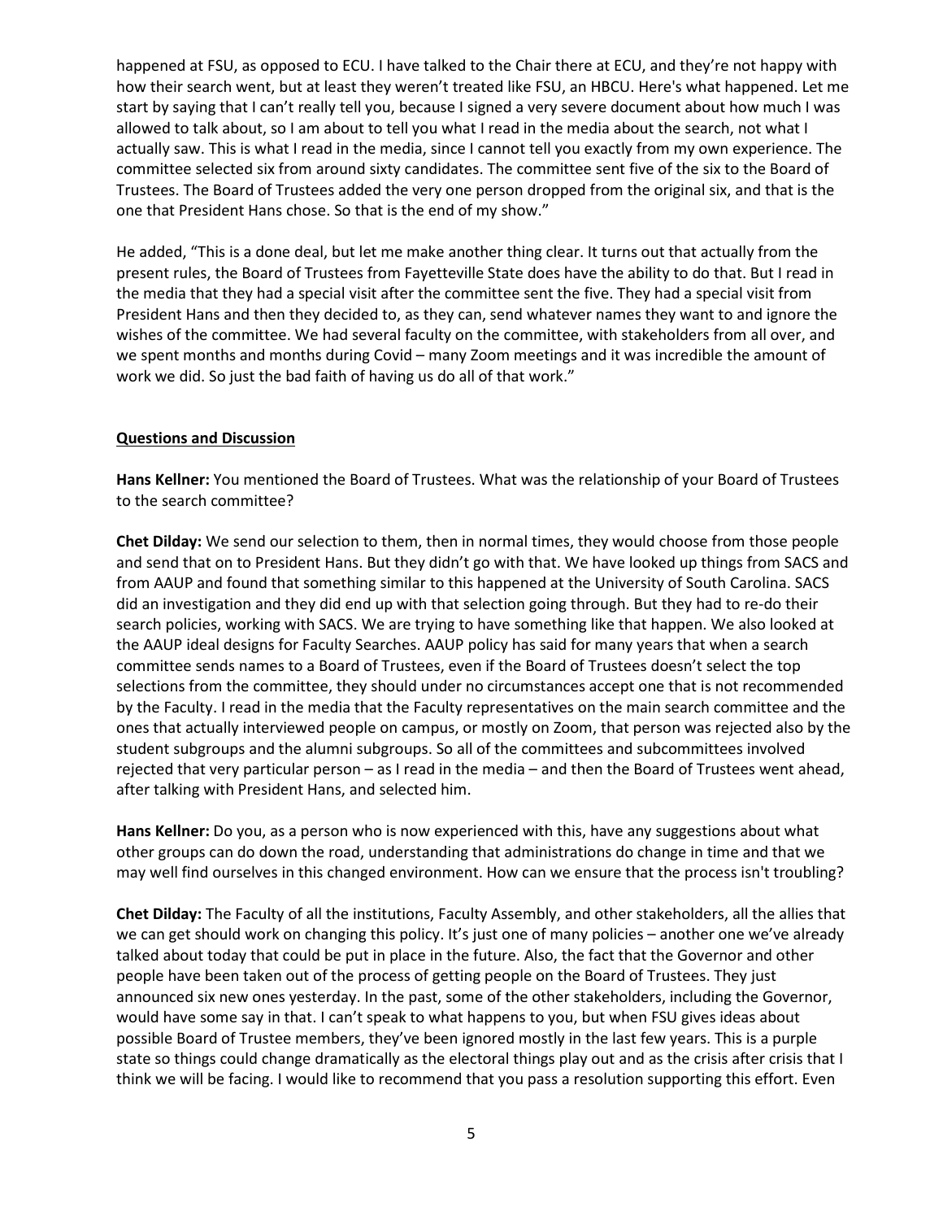happened at FSU, as opposed to ECU. I have talked to the Chair there at ECU, and they're not happy with how their search went, but at least they weren't treated like FSU, an HBCU. Here's what happened. Let me start by saying that I can't really tell you, because I signed a very severe document about how much I was allowed to talk about, so I am about to tell you what I read in the media about the search, not what I actually saw. This is what I read in the media, since I cannot tell you exactly from my own experience. The committee selected six from around sixty candidates. The committee sent five of the six to the Board of Trustees. The Board of Trustees added the very one person dropped from the original six, and that is the one that President Hans chose. So that is the end of my show."

He added, "This is a done deal, but let me make another thing clear. It turns out that actually from the present rules, the Board of Trustees from Fayetteville State does have the ability to do that. But I read in the media that they had a special visit after the committee sent the five. They had a special visit from President Hans and then they decided to, as they can, send whatever names they want to and ignore the wishes of the committee. We had several faculty on the committee, with stakeholders from all over, and we spent months and months during Covid – many Zoom meetings and it was incredible the amount of work we did. So just the bad faith of having us do all of that work."

**Questions and Discussion**

**Hans Kellner:** You mentioned the Board of Trustees. What was the relationship of your Board of Trustees to the search committee?

**Chet Dilday:** We send our selection to them, then in normal times, they would choose from those people and send that on to President Hans. But they didn't go with that. We have looked up things from SACS and from AAUP and found that something similar to this happened at the University of South Carolina. SACS did an investigation and they did end up with that selection going through. But they had to re-do their search policies, working with SACS. We are trying to have something like that happen. We also looked at the AAUP ideal designs for Faculty Searches. AAUP policy has said for many years that when a search committee sends names to a Board of Trustees, even if the Board of Trustees doesn't select the top selections from the committee, they should under no circumstances accept one that is not recommended by the Faculty. I read in the media that the Faculty representatives on the main search committee and the ones that actually interviewed people on campus, or mostly on Zoom, that person was rejected also by the student subgroups and the alumni subgroups. So all of the committees and subcommittees involved rejected that very particular person – as I read in the media – and then the Board of Trustees went ahead, after talking with President Hans, and selected him.

**Hans Kellner:** Do you, as a person who is now experienced with this, have any suggestions about what other groups can do down the road, understanding that administrations do change in time and that we may well find ourselves in this changed environment. How can we ensure that the process isn't troubling?

**Chet Dilday:** The Faculty of all the institutions, Faculty Assembly, and other stakeholders, all the allies that we can get should work on changing this policy. It's just one of many policies – another one we've already talked about today that could be put in place in the future. Also, the fact that the Governor and other people have been taken out of the process of getting people on the Board of Trustees. They just announced six new ones yesterday. In the past, some of the other stakeholders, including the Governor, would have some say in that. I can't speak to what happens to you, but when FSU gives ideas about possible Board of Trustee members, they've been ignored mostly in the last few years. This is a purple state so things could change dramatically as the electoral things play out and as the crisis after crisis that I think we will be facing. I would like to recommend that you pass a resolution supporting this effort. Even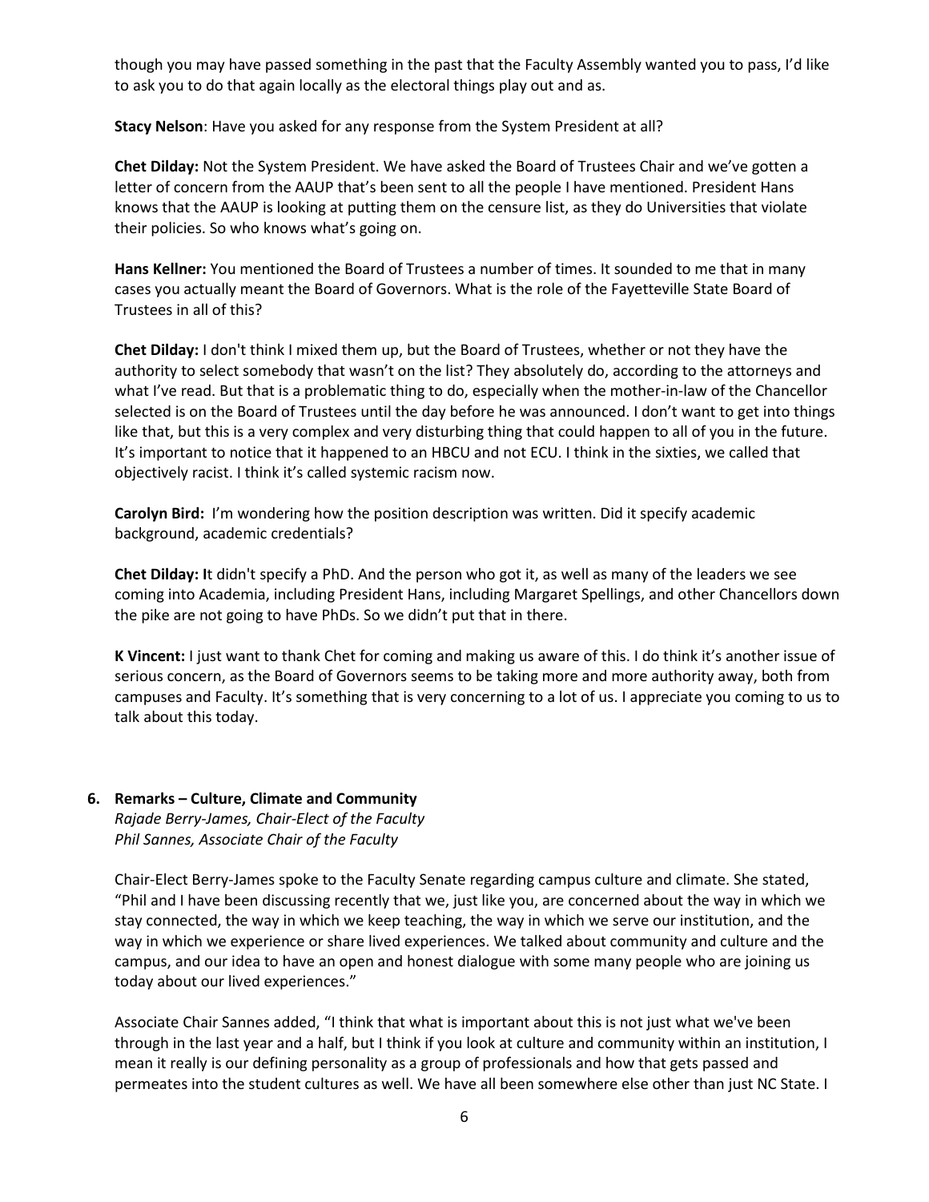though you may have passed something in the past that the Faculty Assembly wanted you to pass, I'd like to ask you to do that again locally as the electoral things play out and as.

**Stacy Nelson**: Have you asked for any response from the System President at all?

**Chet Dilday:** Not the System President. We have asked the Board of Trustees Chair and we've gotten a letter of concern from the AAUP that's been sent to all the people I have mentioned. President Hans knows that the AAUP is looking at putting them on the censure list, as they do Universities that violate their policies. So who knows what's going on.

**Hans Kellner:** You mentioned the Board of Trustees a number of times. It sounded to me that in many cases you actually meant the Board of Governors. What is the role of the Fayetteville State Board of Trustees in all of this?

**Chet Dilday:** I don't think I mixed them up, but the Board of Trustees, whether or not they have the authority to select somebody that wasn't on the list? They absolutely do, according to the attorneys and what I've read. But that is a problematic thing to do, especially when the mother-in-law of the Chancellor selected is on the Board of Trustees until the day before he was announced. I don't want to get into things like that, but this is a very complex and very disturbing thing that could happen to all of you in the future. It's important to notice that it happened to an HBCU and not ECU. I think in the sixties, we called that objectively racist. I think it's called systemic racism now.

**Carolyn Bird:** I'm wondering how the position description was written. Did it specify academic background, academic credentials?

**Chet Dilday: I**t didn't specify a PhD. And the person who got it, as well as many of the leaders we see coming into Academia, including President Hans, including Margaret Spellings, and other Chancellors down the pike are not going to have PhDs. So we didn't put that in there.

**K Vincent:** I just want to thank Chet for coming and making us aware of this. I do think it's another issue of serious concern, as the Board of Governors seems to be taking more and more authority away, both from campuses and Faculty. It's something that is very concerning to a lot of us. I appreciate you coming to us to talk about this today.

**6. Remarks – Culture, Climate and Community**

*Rajade Berry-James, Chair-Elect of the Faculty*
*Phil Sannes, Associate Chair of the Faculty*

Chair-Elect Berry-James spoke to the Faculty Senate regarding campus culture and climate. She stated, "Phil and I have been discussing recently that we, just like you, are concerned about the way in which we stay connected, the way in which we keep teaching, the way in which we serve our institution, and the way in which we experience or share lived experiences. We talked about community and culture and the campus, and our idea to have an open and honest dialogue with some many people who are joining us today about our lived experiences."

Associate Chair Sannes added, "I think that what is important about this is not just what we've been through in the last year and a half, but I think if you look at culture and community within an institution, I mean it really is our defining personality as a group of professionals and how that gets passed and permeates into the student cultures as well. We have all been somewhere else other than just NC State. I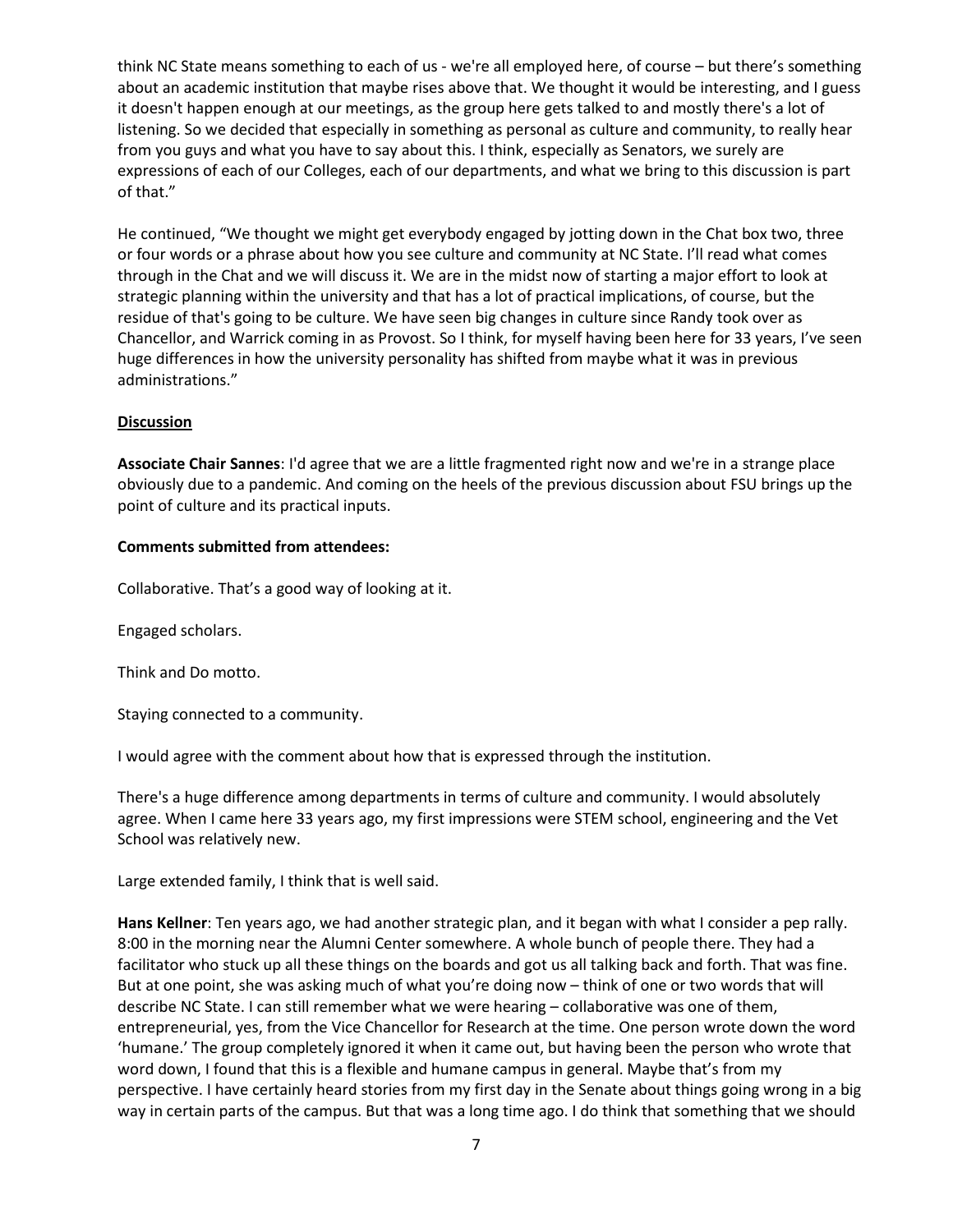think NC State means something to each of us - we're all employed here, of course – but there's something about an academic institution that maybe rises above that. We thought it would be interesting, and I guess it doesn't happen enough at our meetings, as the group here gets talked to and mostly there's a lot of listening. So we decided that especially in something as personal as culture and community, to really hear from you guys and what you have to say about this. I think, especially as Senators, we surely are expressions of each of our Colleges, each of our departments, and what we bring to this discussion is part of that."

He continued, "We thought we might get everybody engaged by jotting down in the Chat box two, three or four words or a phrase about how you see culture and community at NC State. I'll read what comes through in the Chat and we will discuss it. We are in the midst now of starting a major effort to look at strategic planning within the university and that has a lot of practical implications, of course, but the residue of that's going to be culture. We have seen big changes in culture since Randy took over as Chancellor, and Warrick coming in as Provost. So I think, for myself having been here for 33 years, I've seen huge differences in how the university personality has shifted from maybe what it was in previous administrations."

**Discussion**

**Associate Chair Sannes**: I'd agree that we are a little fragmented right now and we're in a strange place obviously due to a pandemic. And coming on the heels of the previous discussion about FSU brings up the point of culture and its practical inputs.

**Comments submitted from attendees:**

Collaborative. That's a good way of looking at it.

Engaged scholars.

Think and Do motto.

Staying connected to a community.

I would agree with the comment about how that is expressed through the institution.

There's a huge difference among departments in terms of culture and community. I would absolutely agree. When I came here 33 years ago, my first impressions were STEM school, engineering and the Vet School was relatively new.

Large extended family, I think that is well said.

**Hans Kellner**: Ten years ago, we had another strategic plan, and it began with what I consider a pep rally. 8:00 in the morning near the Alumni Center somewhere. A whole bunch of people there. They had a facilitator who stuck up all these things on the boards and got us all talking back and forth. That was fine. But at one point, she was asking much of what you're doing now – think of one or two words that will describe NC State. I can still remember what we were hearing – collaborative was one of them, entrepreneurial, yes, from the Vice Chancellor for Research at the time. One person wrote down the word 'humane.' The group completely ignored it when it came out, but having been the person who wrote that word down, I found that this is a flexible and humane campus in general. Maybe that's from my perspective. I have certainly heard stories from my first day in the Senate about things going wrong in a big way in certain parts of the campus. But that was a long time ago. I do think that something that we should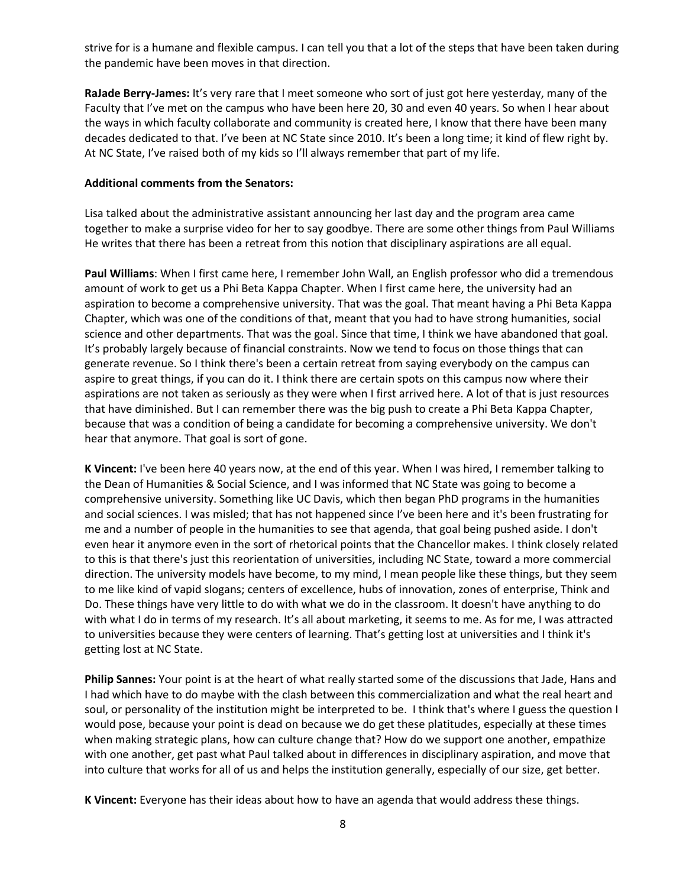strive for is a humane and flexible campus. I can tell you that a lot of the steps that have been taken during the pandemic have been moves in that direction.

**RaJade Berry-James:** It's very rare that I meet someone who sort of just got here yesterday, many of the Faculty that I've met on the campus who have been here 20, 30 and even 40 years. So when I hear about the ways in which faculty collaborate and community is created here, I know that there have been many decades dedicated to that. I've been at NC State since 2010. It's been a long time; it kind of flew right by. At NC State, I've raised both of my kids so I'll always remember that part of my life.

**Additional comments from the Senators:**

Lisa talked about the administrative assistant announcing her last day and the program area came together to make a surprise video for her to say goodbye. There are some other things from Paul Williams He writes that there has been a retreat from this notion that disciplinary aspirations are all equal.

**Paul Williams**: When I first came here, I remember John Wall, an English professor who did a tremendous amount of work to get us a Phi Beta Kappa Chapter. When I first came here, the university had an aspiration to become a comprehensive university. That was the goal. That meant having a Phi Beta Kappa Chapter, which was one of the conditions of that, meant that you had to have strong humanities, social science and other departments. That was the goal. Since that time, I think we have abandoned that goal. It's probably largely because of financial constraints. Now we tend to focus on those things that can generate revenue. So I think there's been a certain retreat from saying everybody on the campus can aspire to great things, if you can do it. I think there are certain spots on this campus now where their aspirations are not taken as seriously as they were when I first arrived here. A lot of that is just resources that have diminished. But I can remember there was the big push to create a Phi Beta Kappa Chapter, because that was a condition of being a candidate for becoming a comprehensive university. We don't hear that anymore. That goal is sort of gone.

**K Vincent:** I've been here 40 years now, at the end of this year. When I was hired, I remember talking to the Dean of Humanities & Social Science, and I was informed that NC State was going to become a comprehensive university. Something like UC Davis, which then began PhD programs in the humanities and social sciences. I was misled; that has not happened since I've been here and it's been frustrating for me and a number of people in the humanities to see that agenda, that goal being pushed aside. I don't even hear it anymore even in the sort of rhetorical points that the Chancellor makes. I think closely related to this is that there's just this reorientation of universities, including NC State, toward a more commercial direction. The university models have become, to my mind, I mean people like these things, but they seem to me like kind of vapid slogans; centers of excellence, hubs of innovation, zones of enterprise, Think and Do. These things have very little to do with what we do in the classroom. It doesn't have anything to do with what I do in terms of my research. It's all about marketing, it seems to me. As for me, I was attracted to universities because they were centers of learning. That's getting lost at universities and I think it's getting lost at NC State.

**Philip Sannes:** Your point is at the heart of what really started some of the discussions that Jade, Hans and I had which have to do maybe with the clash between this commercialization and what the real heart and soul, or personality of the institution might be interpreted to be. I think that's where I guess the question I would pose, because your point is dead on because we do get these platitudes, especially at these times when making strategic plans, how can culture change that? How do we support one another, empathize with one another, get past what Paul talked about in differences in disciplinary aspiration, and move that into culture that works for all of us and helps the institution generally, especially of our size, get better.

**K Vincent:** Everyone has their ideas about how to have an agenda that would address these things.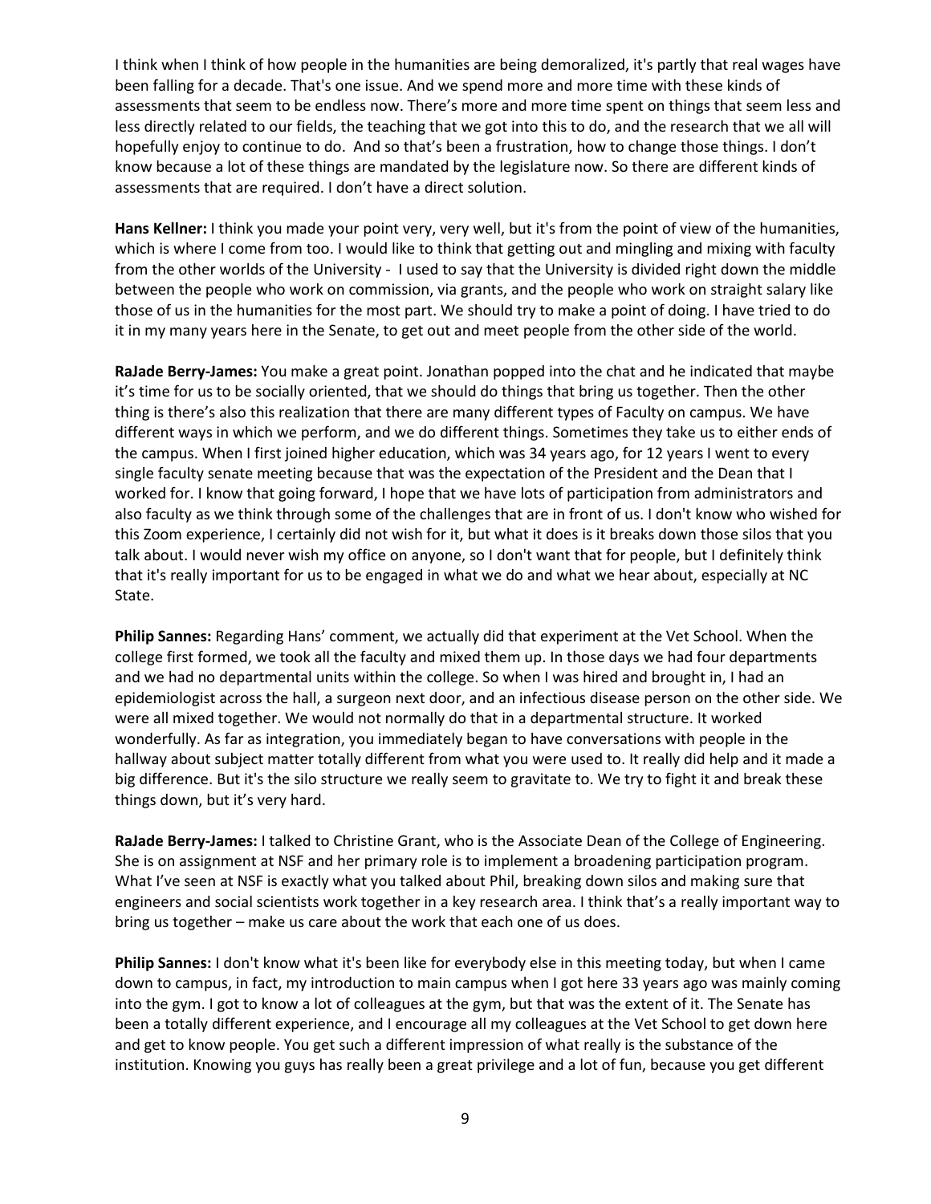I think when I think of how people in the humanities are being demoralized, it's partly that real wages have been falling for a decade. That's one issue. And we spend more and more time with these kinds of assessments that seem to be endless now. There's more and more time spent on things that seem less and less directly related to our fields, the teaching that we got into this to do, and the research that we all will hopefully enjoy to continue to do. And so that's been a frustration, how to change those things. I don't know because a lot of these things are mandated by the legislature now. So there are different kinds of assessments that are required. I don't have a direct solution.

**Hans Kellner:** I think you made your point very, very well, but it's from the point of view of the humanities, which is where I come from too. I would like to think that getting out and mingling and mixing with faculty from the other worlds of the University - I used to say that the University is divided right down the middle between the people who work on commission, via grants, and the people who work on straight salary like those of us in the humanities for the most part. We should try to make a point of doing. I have tried to do it in my many years here in the Senate, to get out and meet people from the other side of the world.

**RaJade Berry-James:** You make a great point. Jonathan popped into the chat and he indicated that maybe it's time for us to be socially oriented, that we should do things that bring us together. Then the other thing is there's also this realization that there are many different types of Faculty on campus. We have different ways in which we perform, and we do different things. Sometimes they take us to either ends of the campus. When I first joined higher education, which was 34 years ago, for 12 years I went to every single faculty senate meeting because that was the expectation of the President and the Dean that I worked for. I know that going forward, I hope that we have lots of participation from administrators and also faculty as we think through some of the challenges that are in front of us. I don't know who wished for this Zoom experience, I certainly did not wish for it, but what it does is it breaks down those silos that you talk about. I would never wish my office on anyone, so I don't want that for people, but I definitely think that it's really important for us to be engaged in what we do and what we hear about, especially at NC State.

**Philip Sannes:** Regarding Hans' comment, we actually did that experiment at the Vet School. When the college first formed, we took all the faculty and mixed them up. In those days we had four departments and we had no departmental units within the college. So when I was hired and brought in, I had an epidemiologist across the hall, a surgeon next door, and an infectious disease person on the other side. We were all mixed together. We would not normally do that in a departmental structure. It worked wonderfully. As far as integration, you immediately began to have conversations with people in the hallway about subject matter totally different from what you were used to. It really did help and it made a big difference. But it's the silo structure we really seem to gravitate to. We try to fight it and break these things down, but it's very hard.

**RaJade Berry-James:** I talked to Christine Grant, who is the Associate Dean of the College of Engineering. She is on assignment at NSF and her primary role is to implement a broadening participation program. What I've seen at NSF is exactly what you talked about Phil, breaking down silos and making sure that engineers and social scientists work together in a key research area. I think that's a really important way to bring us together – make us care about the work that each one of us does.

**Philip Sannes:** I don't know what it's been like for everybody else in this meeting today, but when I came down to campus, in fact, my introduction to main campus when I got here 33 years ago was mainly coming into the gym. I got to know a lot of colleagues at the gym, but that was the extent of it. The Senate has been a totally different experience, and I encourage all my colleagues at the Vet School to get down here and get to know people. You get such a different impression of what really is the substance of the institution. Knowing you guys has really been a great privilege and a lot of fun, because you get different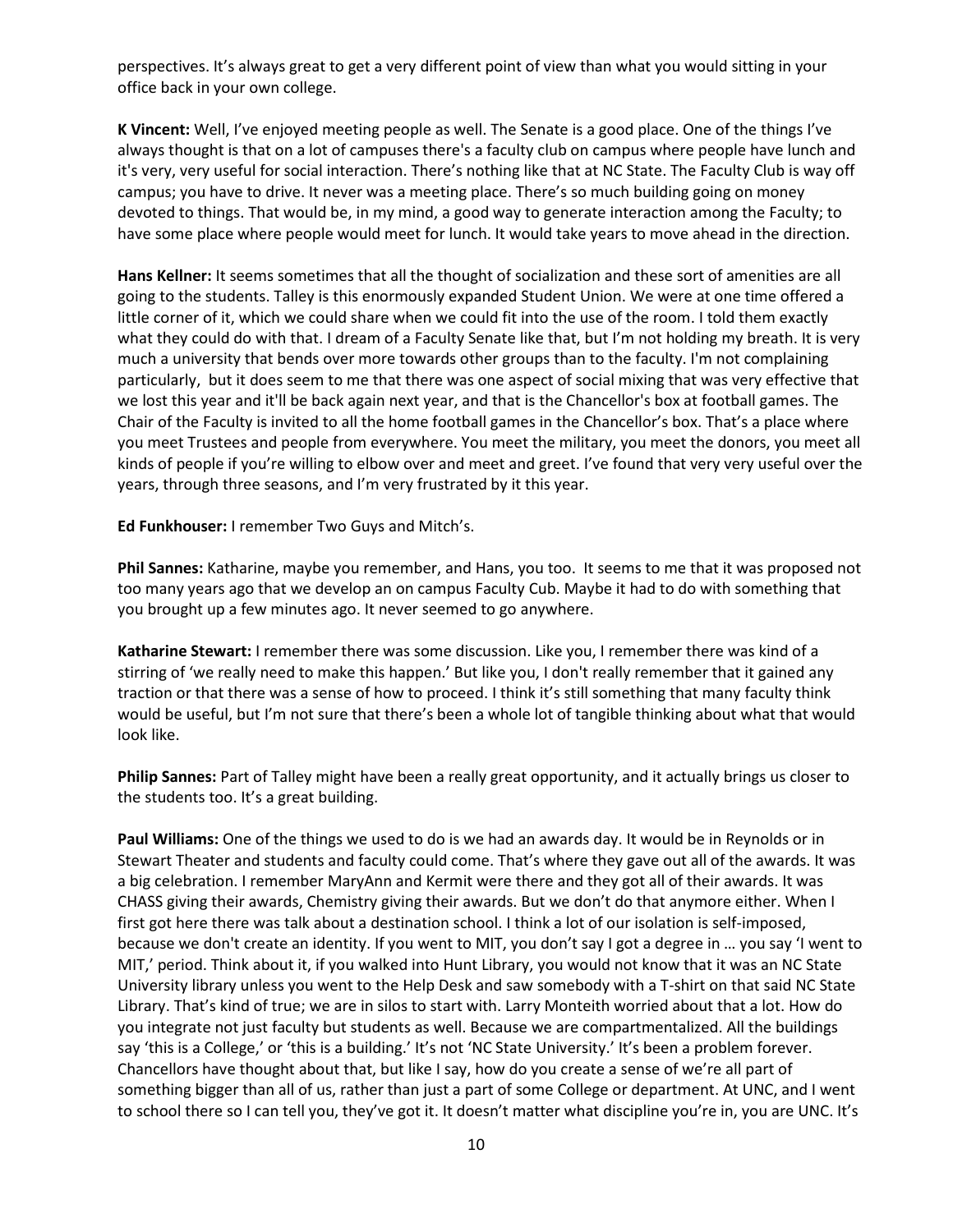perspectives. It's always great to get a very different point of view than what you would sitting in your office back in your own college.

**K Vincent:** Well, I've enjoyed meeting people as well. The Senate is a good place. One of the things I've always thought is that on a lot of campuses there's a faculty club on campus where people have lunch and it's very, very useful for social interaction. There's nothing like that at NC State. The Faculty Club is way off campus; you have to drive. It never was a meeting place. There's so much building going on money devoted to things. That would be, in my mind, a good way to generate interaction among the Faculty; to have some place where people would meet for lunch. It would take years to move ahead in the direction.

**Hans Kellner:** It seems sometimes that all the thought of socialization and these sort of amenities are all going to the students. Talley is this enormously expanded Student Union. We were at one time offered a little corner of it, which we could share when we could fit into the use of the room. I told them exactly what they could do with that. I dream of a Faculty Senate like that, but I'm not holding my breath. It is very much a university that bends over more towards other groups than to the faculty. I'm not complaining particularly, but it does seem to me that there was one aspect of social mixing that was very effective that we lost this year and it'll be back again next year, and that is the Chancellor's box at football games. The Chair of the Faculty is invited to all the home football games in the Chancellor's box. That's a place where you meet Trustees and people from everywhere. You meet the military, you meet the donors, you meet all kinds of people if you're willing to elbow over and meet and greet. I've found that very very useful over the years, through three seasons, and I'm very frustrated by it this year.

**Ed Funkhouser:** I remember Two Guys and Mitch's.

**Phil Sannes:** Katharine, maybe you remember, and Hans, you too. It seems to me that it was proposed not too many years ago that we develop an on campus Faculty Cub. Maybe it had to do with something that you brought up a few minutes ago. It never seemed to go anywhere.

**Katharine Stewart:** I remember there was some discussion. Like you, I remember there was kind of a stirring of 'we really need to make this happen.' But like you, I don't really remember that it gained any traction or that there was a sense of how to proceed. I think it's still something that many faculty think would be useful, but I'm not sure that there's been a whole lot of tangible thinking about what that would look like.

**Philip Sannes:** Part of Talley might have been a really great opportunity, and it actually brings us closer to the students too. It's a great building.

**Paul Williams:** One of the things we used to do is we had an awards day. It would be in Reynolds or in Stewart Theater and students and faculty could come. That's where they gave out all of the awards. It was a big celebration. I remember MaryAnn and Kermit were there and they got all of their awards. It was CHASS giving their awards, Chemistry giving their awards. But we don't do that anymore either. When I first got here there was talk about a destination school. I think a lot of our isolation is self-imposed, because we don't create an identity. If you went to MIT, you don't say I got a degree in … you say 'I went to MIT,' period. Think about it, if you walked into Hunt Library, you would not know that it was an NC State University library unless you went to the Help Desk and saw somebody with a T-shirt on that said NC State Library. That's kind of true; we are in silos to start with. Larry Monteith worried about that a lot. How do you integrate not just faculty but students as well. Because we are compartmentalized. All the buildings say 'this is a College,' or 'this is a building.' It's not 'NC State University.' It's been a problem forever. Chancellors have thought about that, but like I say, how do you create a sense of we're all part of something bigger than all of us, rather than just a part of some College or department. At UNC, and I went to school there so I can tell you, they've got it. It doesn't matter what discipline you're in, you are UNC. It's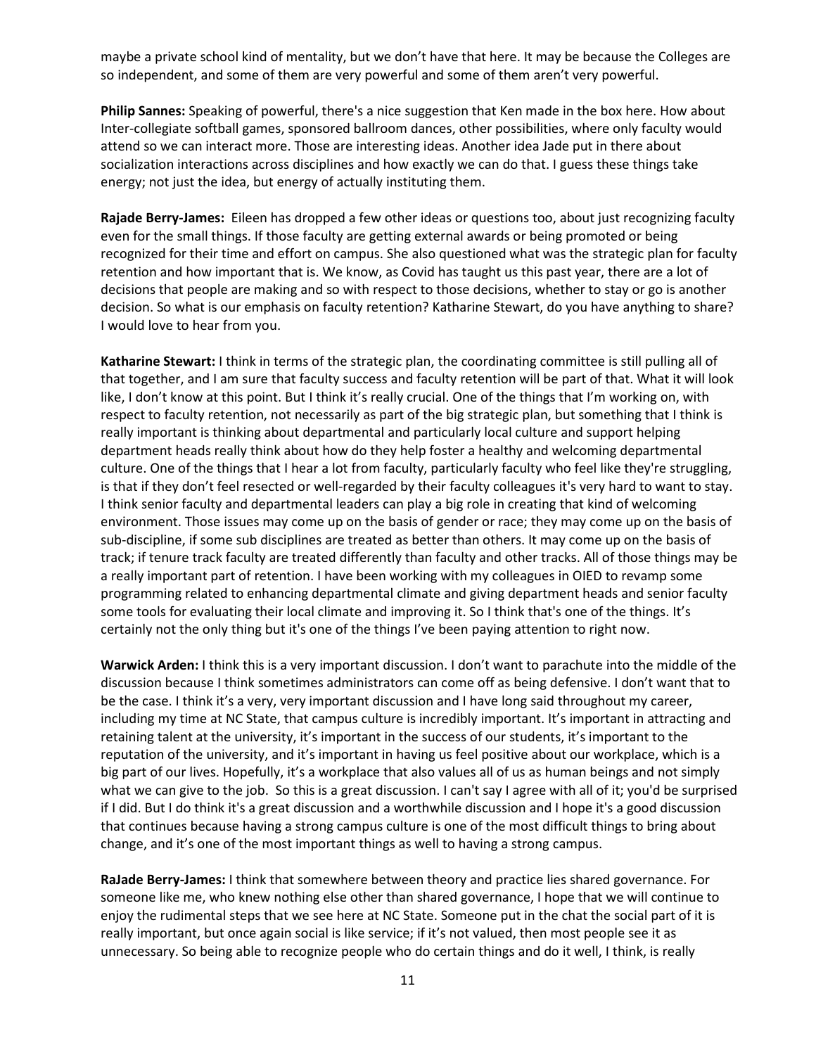maybe a private school kind of mentality, but we don't have that here. It may be because the Colleges are so independent, and some of them are very powerful and some of them aren't very powerful.

**Philip Sannes:** Speaking of powerful, there's a nice suggestion that Ken made in the box here. How about Inter-collegiate softball games, sponsored ballroom dances, other possibilities, where only faculty would attend so we can interact more. Those are interesting ideas. Another idea Jade put in there about socialization interactions across disciplines and how exactly we can do that. I guess these things take energy; not just the idea, but energy of actually instituting them.

**Rajade Berry-James:** Eileen has dropped a few other ideas or questions too, about just recognizing faculty even for the small things. If those faculty are getting external awards or being promoted or being recognized for their time and effort on campus. She also questioned what was the strategic plan for faculty retention and how important that is. We know, as Covid has taught us this past year, there are a lot of decisions that people are making and so with respect to those decisions, whether to stay or go is another decision. So what is our emphasis on faculty retention? Katharine Stewart, do you have anything to share? I would love to hear from you.

**Katharine Stewart:** I think in terms of the strategic plan, the coordinating committee is still pulling all of that together, and I am sure that faculty success and faculty retention will be part of that. What it will look like, I don't know at this point. But I think it's really crucial. One of the things that I'm working on, with respect to faculty retention, not necessarily as part of the big strategic plan, but something that I think is really important is thinking about departmental and particularly local culture and support helping department heads really think about how do they help foster a healthy and welcoming departmental culture. One of the things that I hear a lot from faculty, particularly faculty who feel like they're struggling, is that if they don't feel resected or well-regarded by their faculty colleagues it's very hard to want to stay. I think senior faculty and departmental leaders can play a big role in creating that kind of welcoming environment. Those issues may come up on the basis of gender or race; they may come up on the basis of sub-discipline, if some sub disciplines are treated as better than others. It may come up on the basis of track; if tenure track faculty are treated differently than faculty and other tracks. All of those things may be a really important part of retention. I have been working with my colleagues in OIED to revamp some programming related to enhancing departmental climate and giving department heads and senior faculty some tools for evaluating their local climate and improving it. So I think that's one of the things. It's certainly not the only thing but it's one of the things I've been paying attention to right now.

**Warwick Arden:** I think this is a very important discussion. I don't want to parachute into the middle of the discussion because I think sometimes administrators can come off as being defensive. I don't want that to be the case. I think it's a very, very important discussion and I have long said throughout my career, including my time at NC State, that campus culture is incredibly important. It's important in attracting and retaining talent at the university, it's important in the success of our students, it's important to the reputation of the university, and it's important in having us feel positive about our workplace, which is a big part of our lives. Hopefully, it's a workplace that also values all of us as human beings and not simply what we can give to the job. So this is a great discussion. I can't say I agree with all of it; you'd be surprised if I did. But I do think it's a great discussion and a worthwhile discussion and I hope it's a good discussion that continues because having a strong campus culture is one of the most difficult things to bring about change, and it's one of the most important things as well to having a strong campus.

**RaJade Berry-James:** I think that somewhere between theory and practice lies shared governance. For someone like me, who knew nothing else other than shared governance, I hope that we will continue to enjoy the rudimental steps that we see here at NC State. Someone put in the chat the social part of it is really important, but once again social is like service; if it's not valued, then most people see it as unnecessary. So being able to recognize people who do certain things and do it well, I think, is really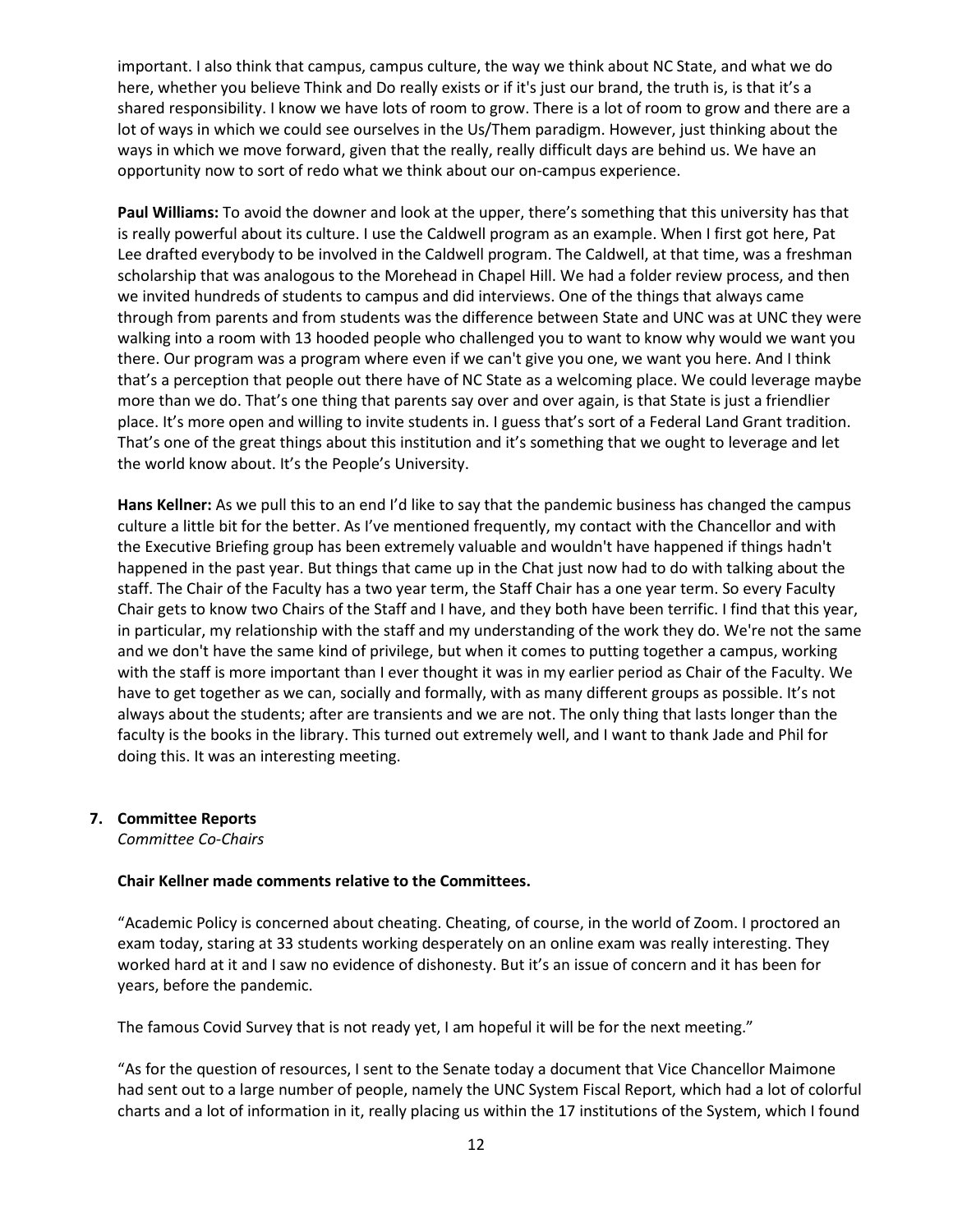important. I also think that campus, campus culture, the way we think about NC State, and what we do here, whether you believe Think and Do really exists or if it's just our brand, the truth is, is that it's a shared responsibility. I know we have lots of room to grow. There is a lot of room to grow and there are a lot of ways in which we could see ourselves in the Us/Them paradigm. However, just thinking about the ways in which we move forward, given that the really, really difficult days are behind us. We have an opportunity now to sort of redo what we think about our on-campus experience.

**Paul Williams:** To avoid the downer and look at the upper, there's something that this university has that is really powerful about its culture. I use the Caldwell program as an example. When I first got here, Pat Lee drafted everybody to be involved in the Caldwell program. The Caldwell, at that time, was a freshman scholarship that was analogous to the Morehead in Chapel Hill. We had a folder review process, and then we invited hundreds of students to campus and did interviews. One of the things that always came through from parents and from students was the difference between State and UNC was at UNC they were walking into a room with 13 hooded people who challenged you to want to know why would we want you there. Our program was a program where even if we can't give you one, we want you here. And I think that's a perception that people out there have of NC State as a welcoming place. We could leverage maybe more than we do. That's one thing that parents say over and over again, is that State is just a friendlier place. It's more open and willing to invite students in. I guess that's sort of a Federal Land Grant tradition. That's one of the great things about this institution and it's something that we ought to leverage and let the world know about. It's the People's University.

**Hans Kellner:** As we pull this to an end I'd like to say that the pandemic business has changed the campus culture a little bit for the better. As I've mentioned frequently, my contact with the Chancellor and with the Executive Briefing group has been extremely valuable and wouldn't have happened if things hadn't happened in the past year. But things that came up in the Chat just now had to do with talking about the staff. The Chair of the Faculty has a two year term, the Staff Chair has a one year term. So every Faculty Chair gets to know two Chairs of the Staff and I have, and they both have been terrific. I find that this year, in particular, my relationship with the staff and my understanding of the work they do. We're not the same and we don't have the same kind of privilege, but when it comes to putting together a campus, working with the staff is more important than I ever thought it was in my earlier period as Chair of the Faculty. We have to get together as we can, socially and formally, with as many different groups as possible. It's not always about the students; after are transients and we are not. The only thing that lasts longer than the faculty is the books in the library. This turned out extremely well, and I want to thank Jade and Phil for doing this. It was an interesting meeting.

**7. Committee Reports**
*Committee Co-Chairs*

**Chair Kellner made comments relative to the Committees.**

"Academic Policy is concerned about cheating. Cheating, of course, in the world of Zoom. I proctored an exam today, staring at 33 students working desperately on an online exam was really interesting. They worked hard at it and I saw no evidence of dishonesty. But it's an issue of concern and it has been for years, before the pandemic.

The famous Covid Survey that is not ready yet, I am hopeful it will be for the next meeting."

"As for the question of resources, I sent to the Senate today a document that Vice Chancellor Maimone had sent out to a large number of people, namely the UNC System Fiscal Report, which had a lot of colorful charts and a lot of information in it, really placing us within the 17 institutions of the System, which I found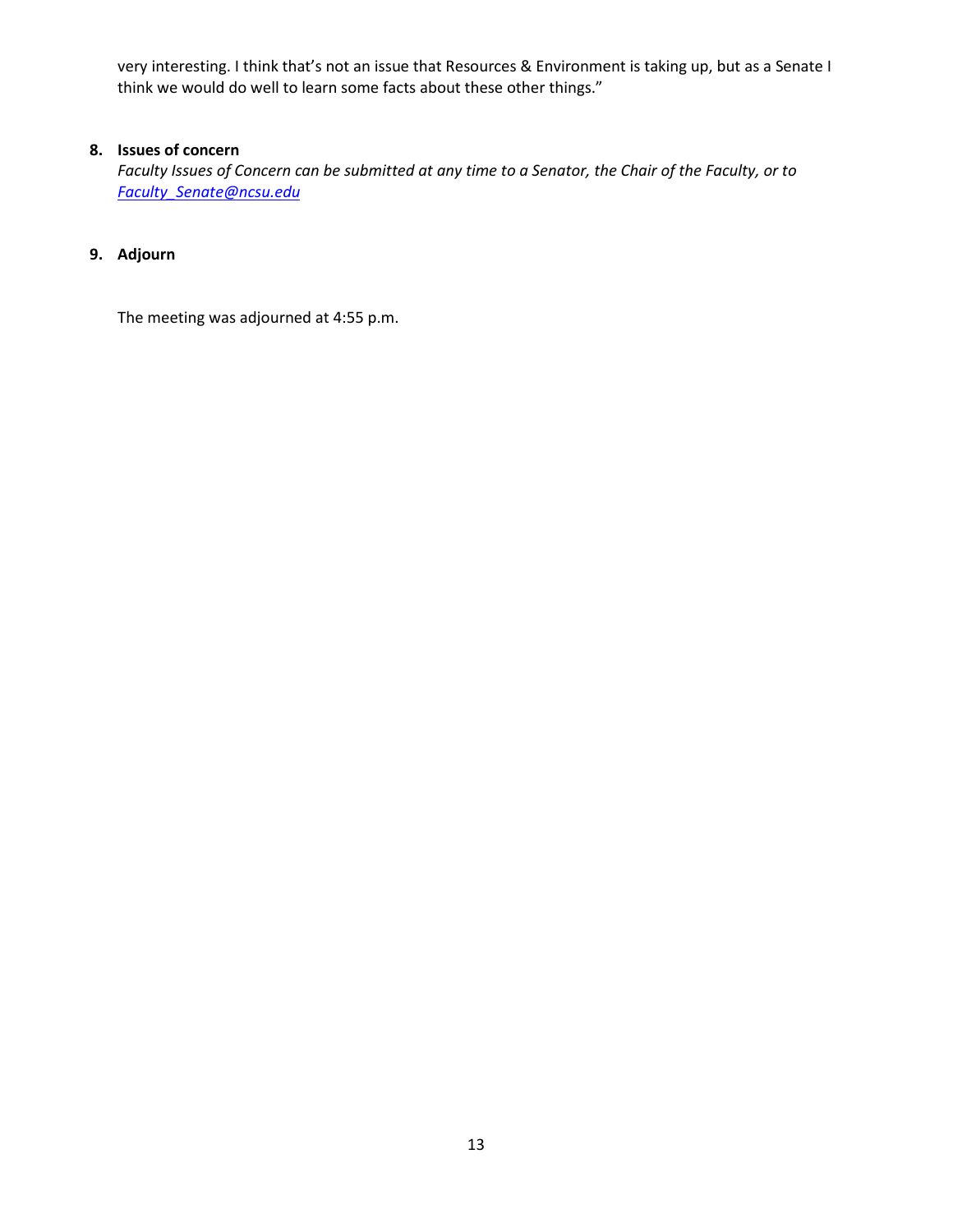very interesting. I think that's not an issue that Resources & Environment is taking up, but as a Senate I think we would do well to learn some facts about these other things."

**8. Issues of concern**

*Faculty Issues of Concern can be submitted at any time to a Senator, the Chair of the Faculty, or to [Faculty_Senate@ncsu.edu](mailto:Faculty_Senate@ncsu.edu)*

**9. Adjourn**

The meeting was adjourned at 4:55 p.m.